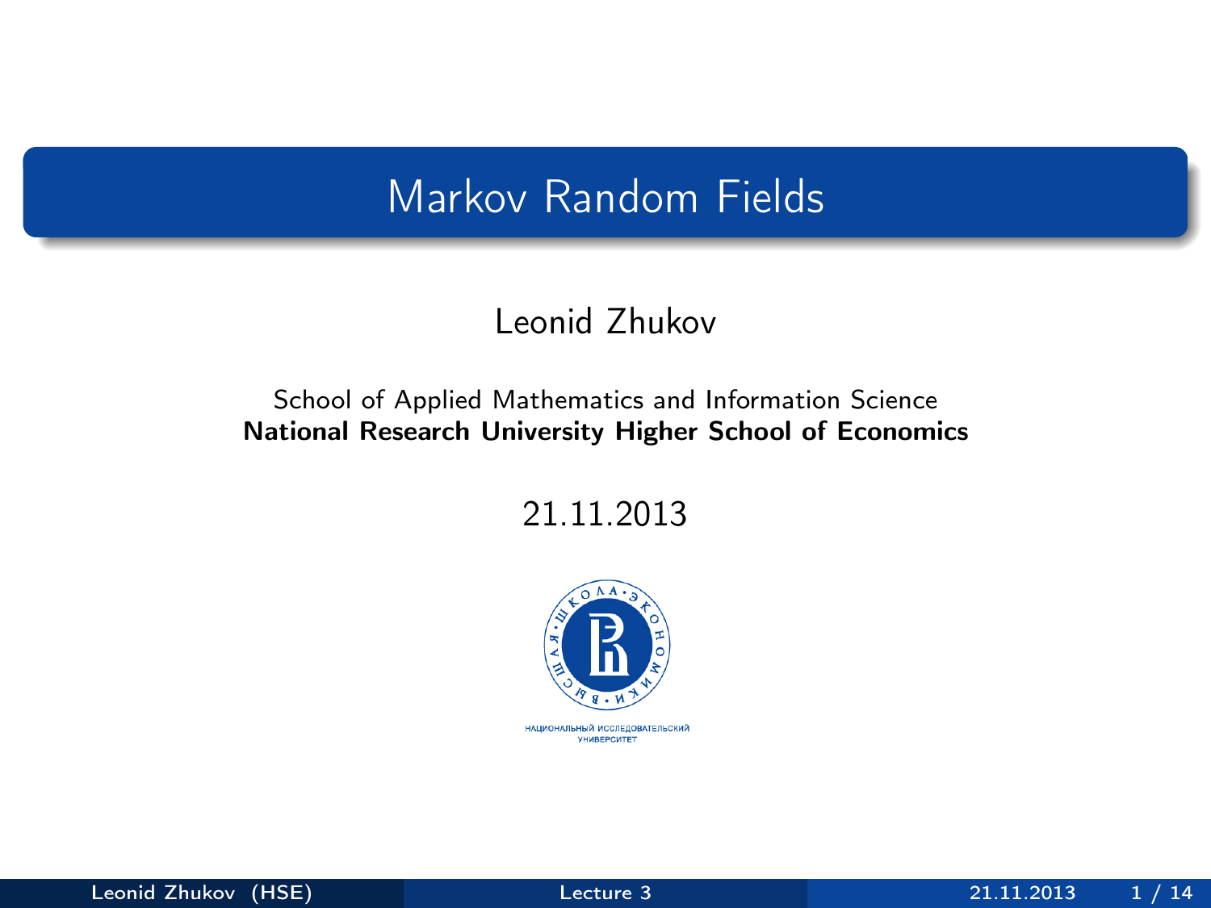# Markov Random Fields

Leonid Zhukov

School of Applied Mathematics and Information Science
**National Research University Higher School of Economics**

21.11.2013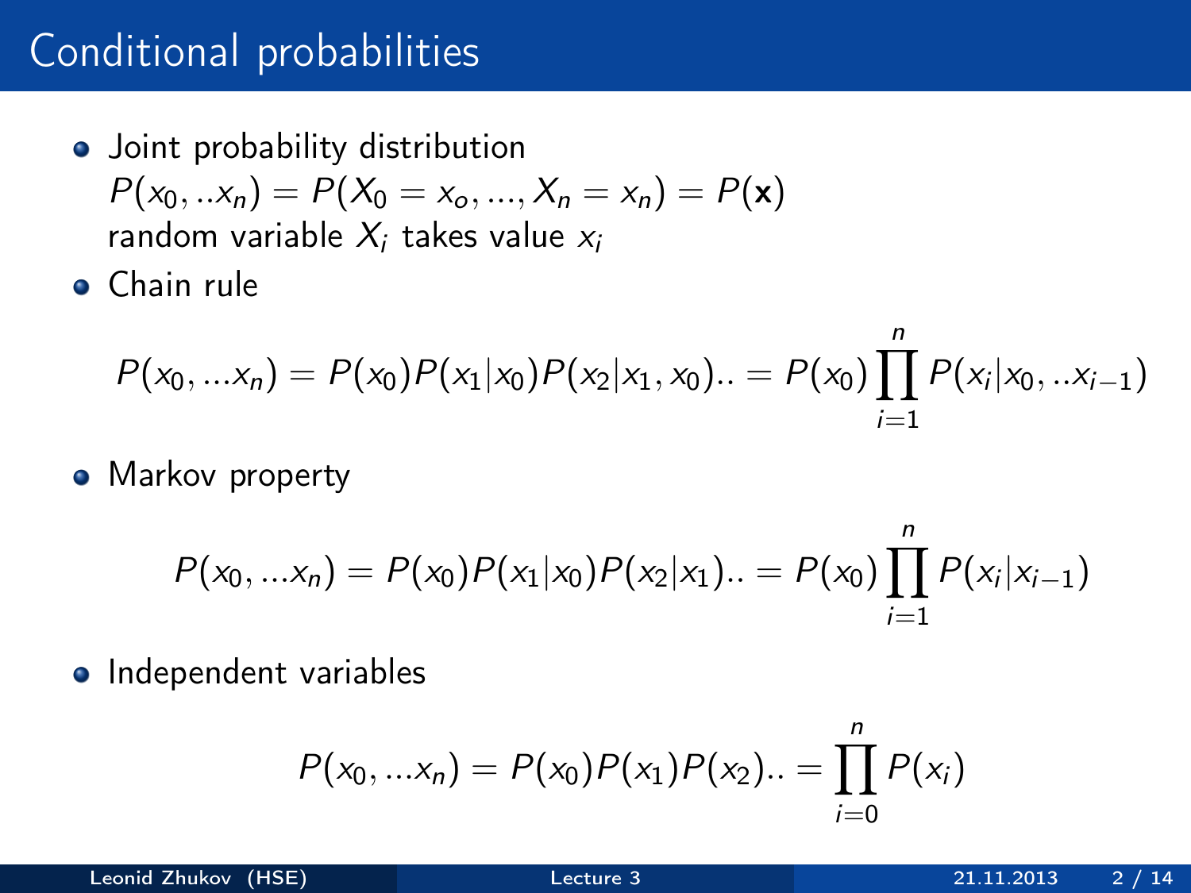# Conditional probabilities

- Joint probability distribution
  $P(x_0, ..x_n) = P(X_0 = x_o, ..., X_n = x_n) = P(\mathbf{x})$
  random variable $X_i$ takes value $x_i$
- Chain rule

$$P(x_0, ...x_n) = P(x_0)P(x_1|x_0)P(x_2|x_1, x_0).. = P(x_0)\prod_{i=1}^{n} P(x_i|x_0, ..x_{i-1})$$

- Markov property

$$P(x_0, ...x_n) = P(x_0)P(x_1|x_0)P(x_2|x_1).. = P(x_0)\prod_{i=1}^{n} P(x_i|x_{i-1})$$

- Independent variables

$$P(x_0, ...x_n) = P(x_0)P(x_1)P(x_2).. = \prod_{i=0}^{n} P(x_i)$$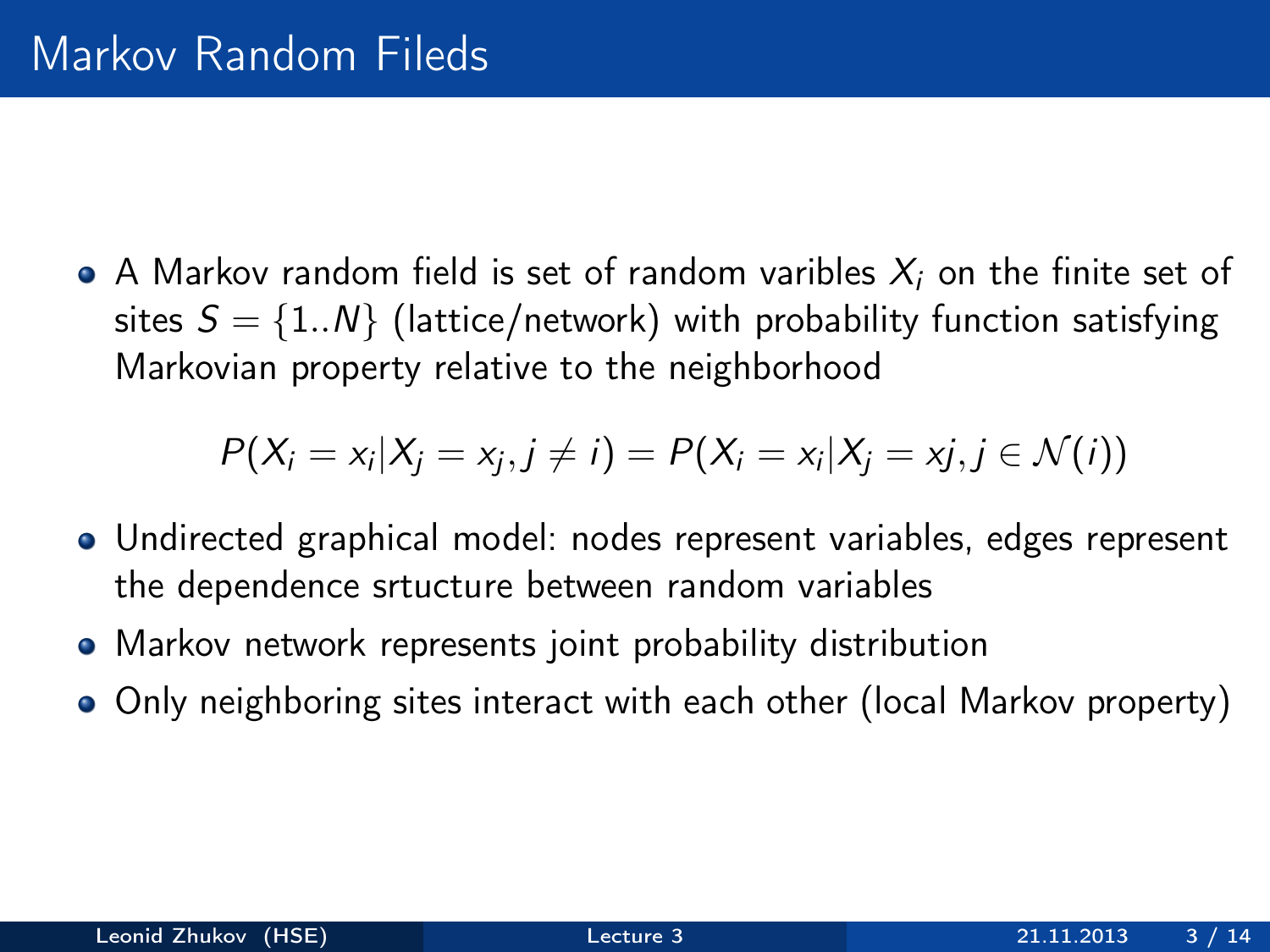# Markov Random Fileds

- A Markov random field is set of random varibles $X_i$ on the finite set of sites $S = \{1..N\}$ (lattice/network) with probability function satisfying Markovian property relative to the neighborhood

$$P(X_i = x_i | X_j = x_j, j \neq i) = P(X_i = x_i | X_j = xj, j \in \mathcal{N}(i))$$

- Undirected graphical model: nodes represent variables, edges represent the dependence srtucture between random variables
- Markov network represents joint probability distribution
- Only neighboring sites interact with each other (local Markov property)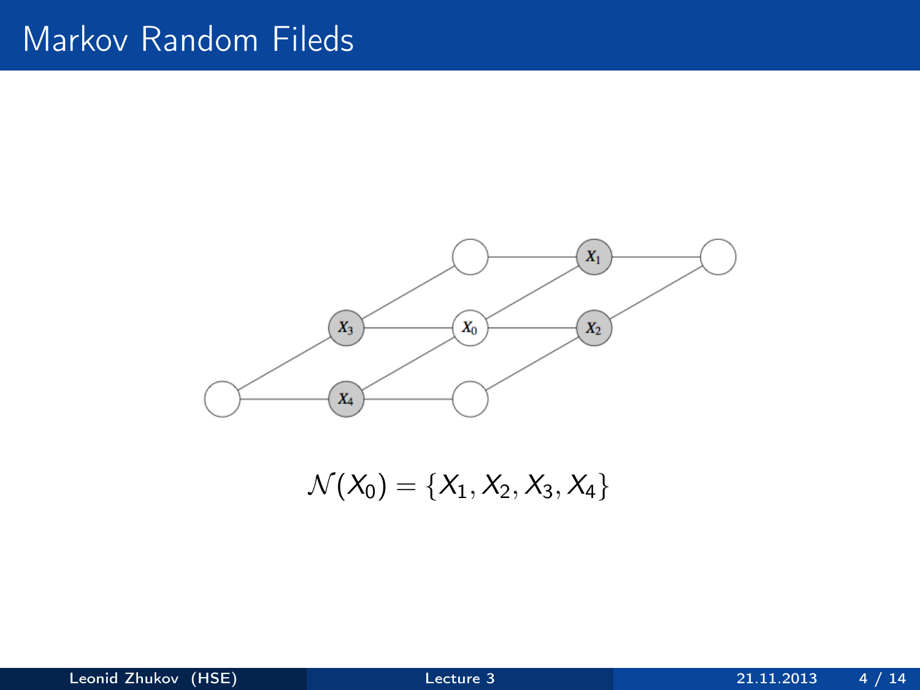# Markov Random Fileds

$$\mathcal{N}(X_0) = \{X_1, X_2, X_3, X_4\}$$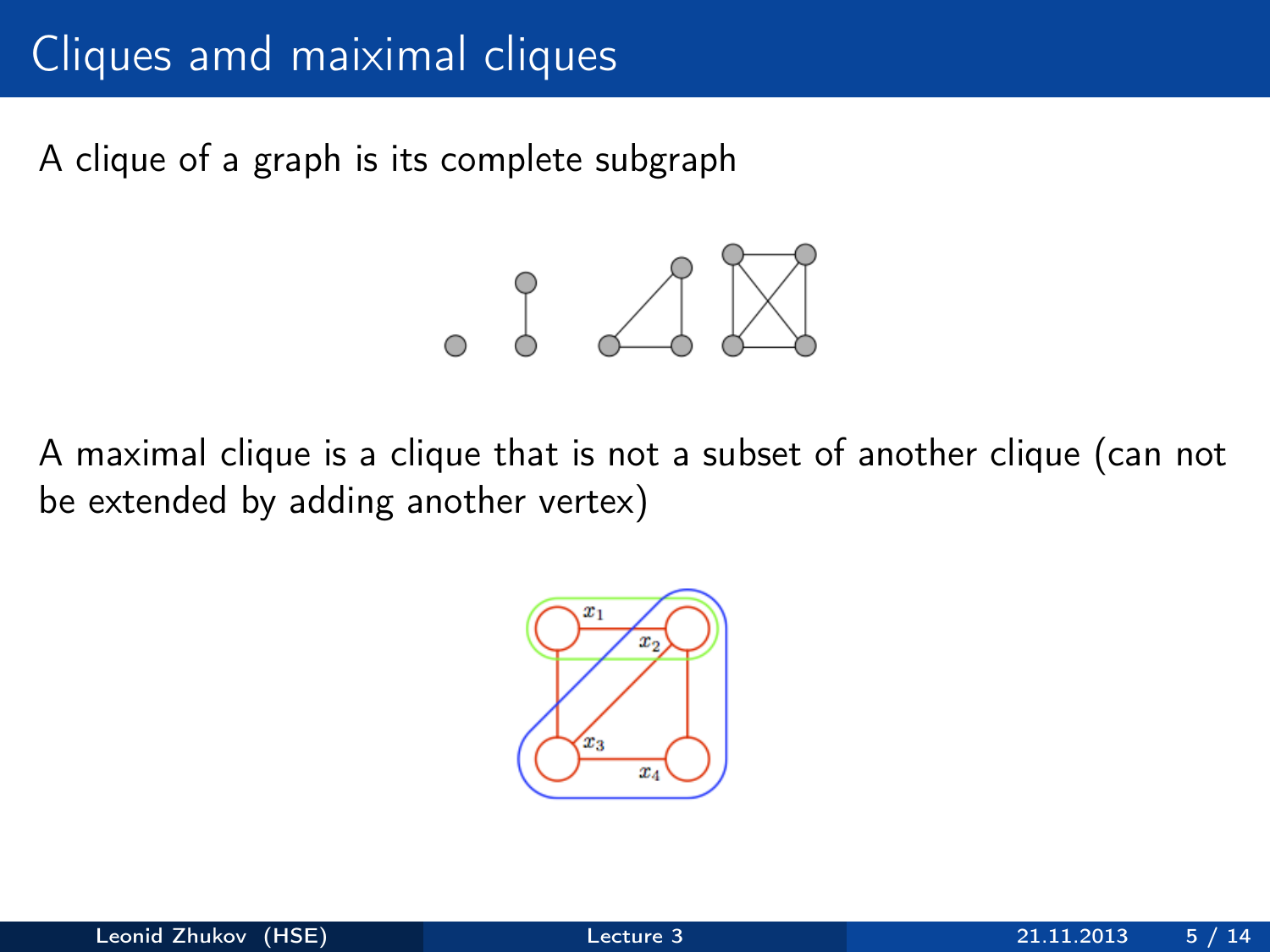# Cliques amd maiximal cliques

A clique of a graph is its complete subgraph

A maximal clique is a clique that is not a subset of another clique (can not be extended by adding another vertex)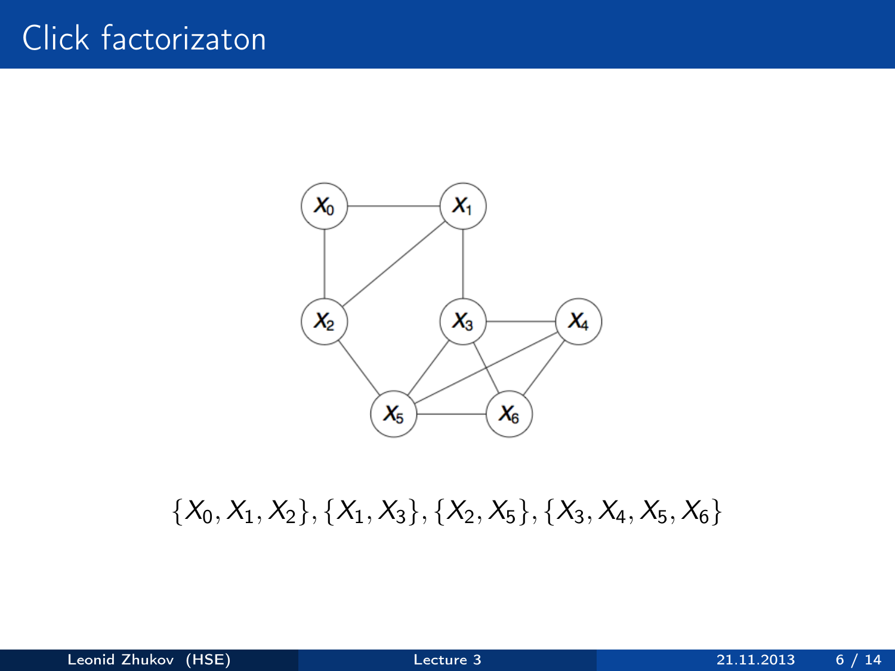# Click factorizaton

$$\{X_0, X_1, X_2\}, \{X_1, X_3\}, \{X_2, X_5\}, \{X_3, X_4, X_5, X_6\}$$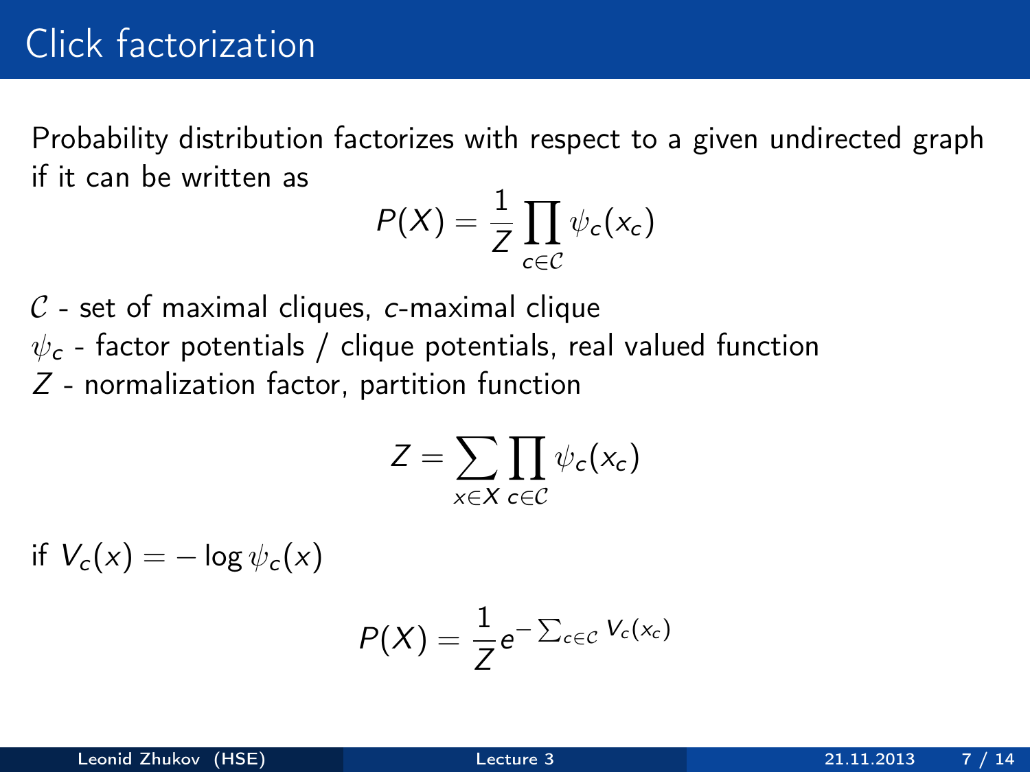# Click factorization

Probability distribution factorizes with respect to a given undirected graph if it can be written as

$$P(X) = \frac{1}{Z} \prod_{c \in \mathcal{C}} \psi_c(x_c)$$

$\mathcal{C}$ - set of maximal cliques, $c$-maximal clique
$\psi_c$ - factor potentials / clique potentials, real valued function
$Z$ - normalization factor, partition function

$$Z = \sum_{x \in X} \prod_{c \in \mathcal{C}} \psi_c(x_c)$$

if $V_c(x) = -\log \psi_c(x)$

$$P(X) = \frac{1}{Z} e^{-\sum_{c \in \mathcal{C}} V_c(x_c)}$$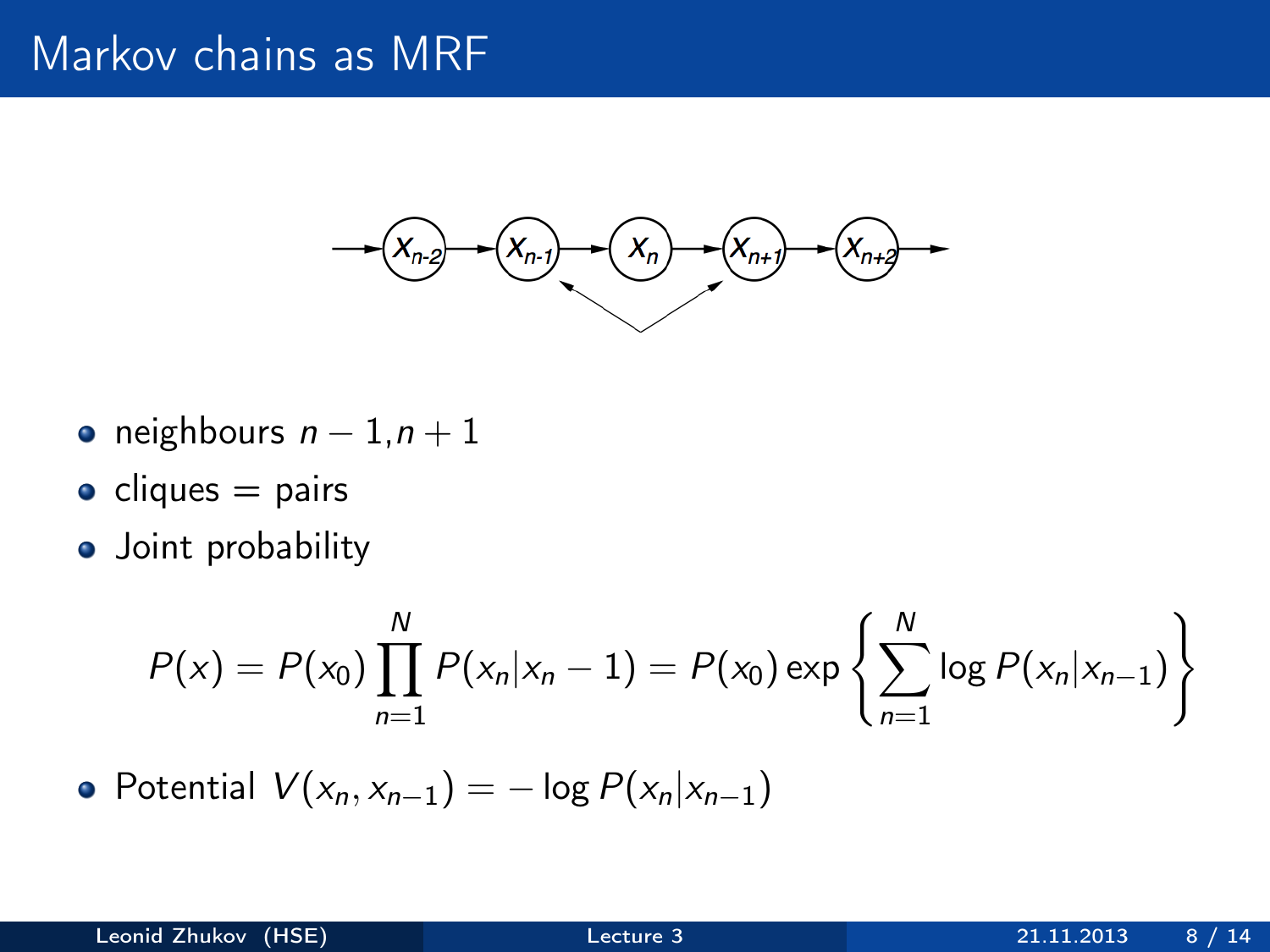# Markov chains as MRF

- neighbours $n-1, n+1$
- cliques = pairs
- Joint probability

$$P(x) = P(x_0) \prod_{n=1}^{N} P(x_n | x_n - 1) = P(x_0) \exp \left\{ \sum_{n=1}^{N} \log P(x_n | x_{n-1}) \right\}$$

- Potential $V(x_n, x_{n-1}) = -\log P(x_n | x_{n-1})$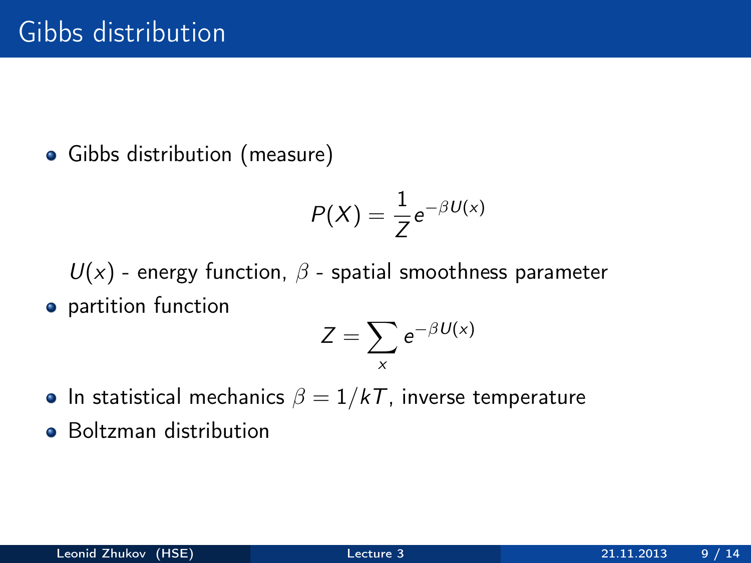# Gibbs distribution

- Gibbs distribution (measure)

$$P(X) = \frac{1}{Z} e^{-\beta U(x)}$$

$U(x)$ - energy function, $\beta$ - spatial smoothness parameter

- partition function

$$Z = \sum_{x} e^{-\beta U(x)}$$

- In statistical mechanics $\beta = 1/kT$, inverse temperature
- Boltzman distribution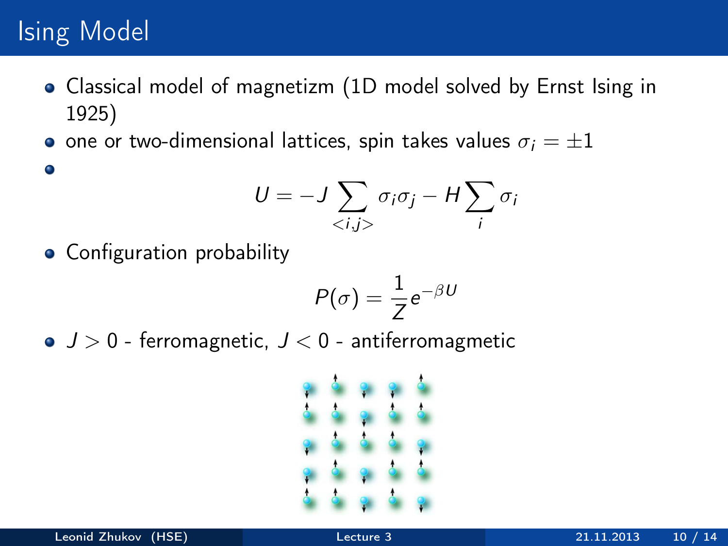# Ising Model

- Classical model of magnetizm (1D model solved by Ernst Ising in 1925)
- one or two-dimensional lattices, spin takes values $\sigma_i = \pm 1$
- $$U = -J \sum_{<i,j>} \sigma_i \sigma_j - H \sum_i \sigma_i$$
- Configuration probability
$$P(\sigma) = \frac{1}{Z} e^{-\beta U}$$
- $J > 0$ - ferromagnetic, $J < 0$ - antiferromagmetic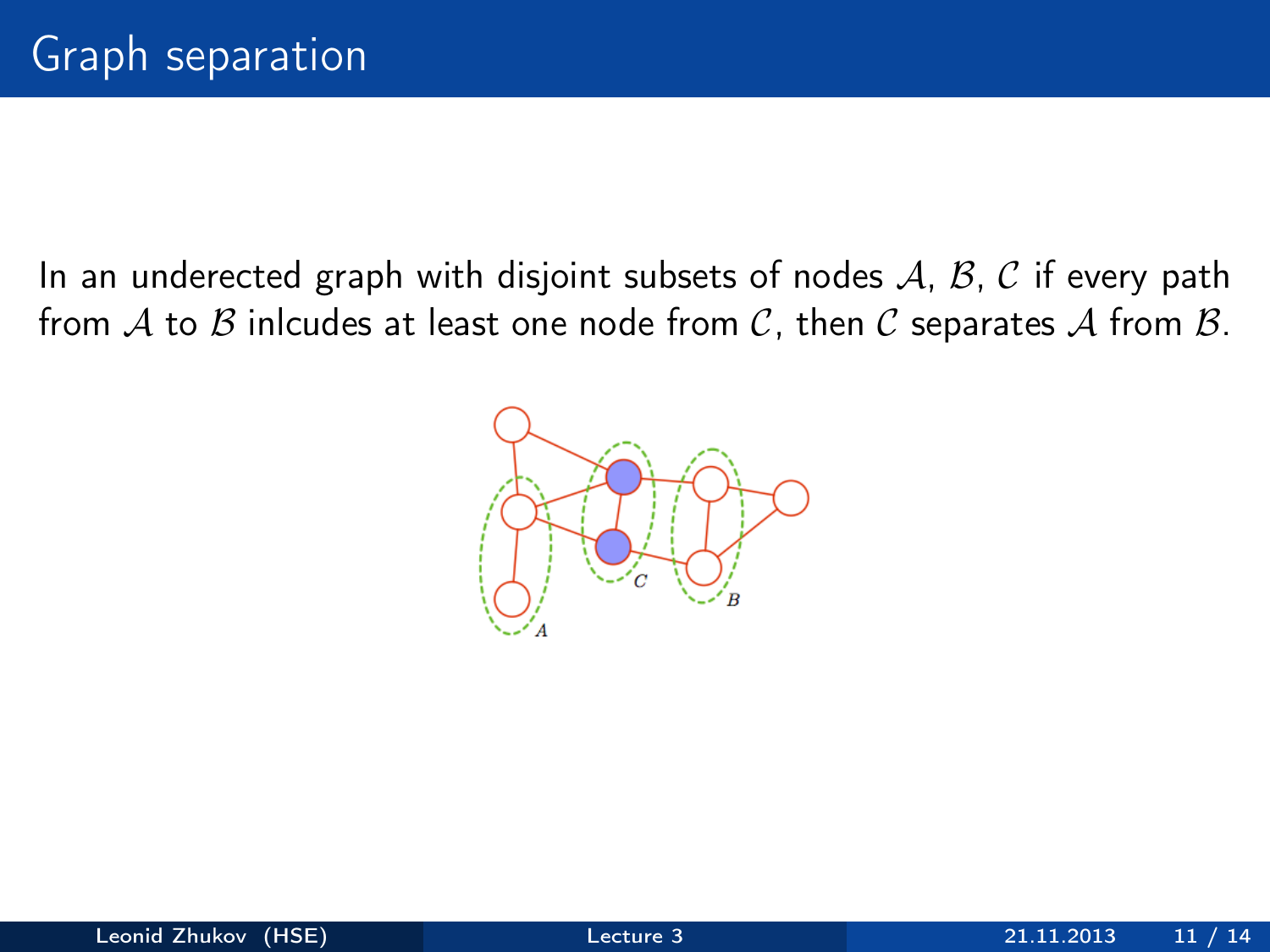# Graph separation

In an underected graph with disjoint subsets of nodes $\mathcal{A}$, $\mathcal{B}$, $\mathcal{C}$ if every path from $\mathcal{A}$ to $\mathcal{B}$ inlcudes at least one node from $\mathcal{C}$, then $\mathcal{C}$ separates $\mathcal{A}$ from $\mathcal{B}$.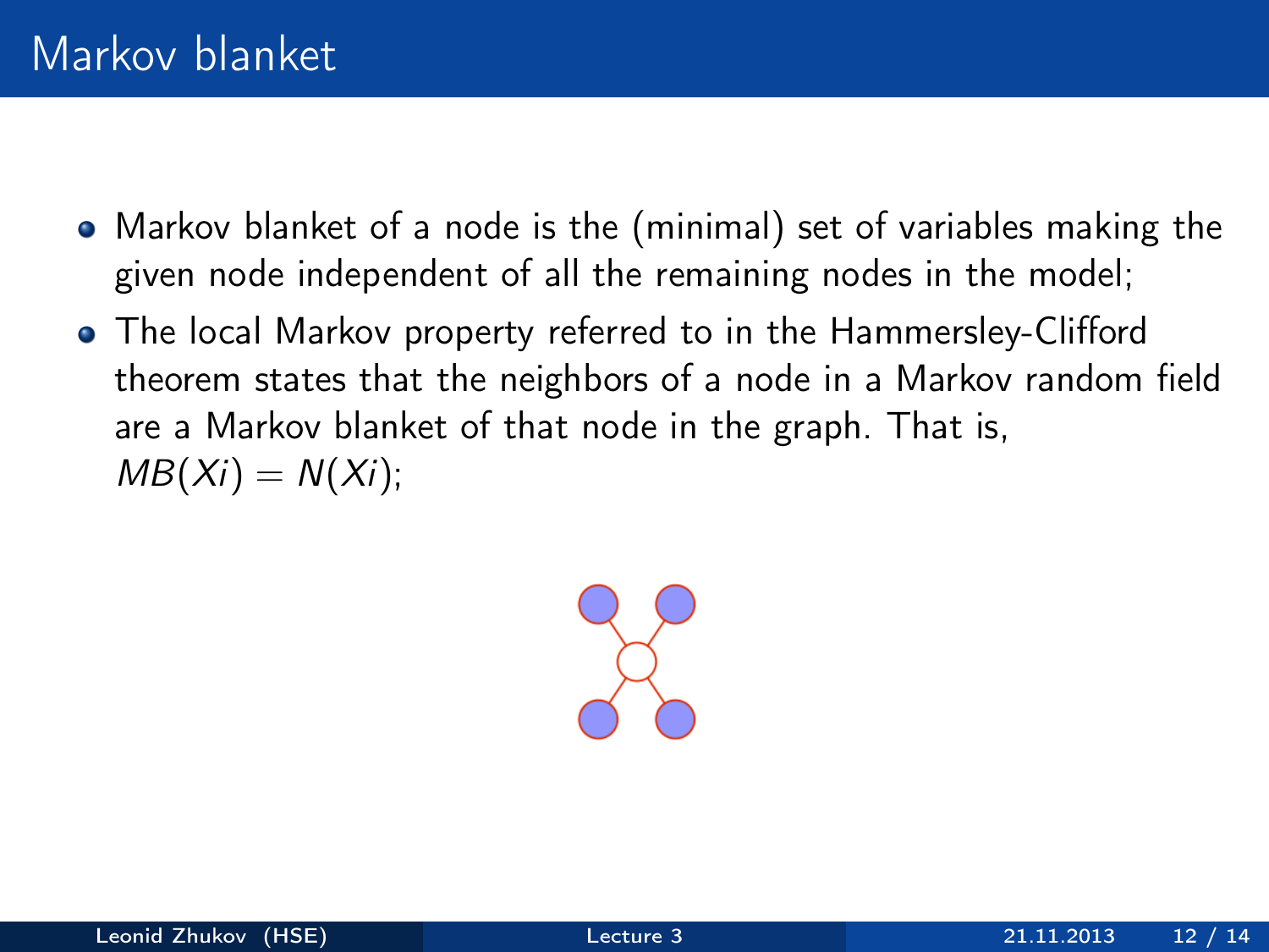# Markov blanket

- Markov blanket of a node is the (minimal) set of variables making the given node independent of all the remaining nodes in the model;
- The local Markov property referred to in the Hammersley-Clifford theorem states that the neighbors of a node in a Markov random field are a Markov blanket of that node in the graph. That is, $MB(Xi) = N(Xi)$;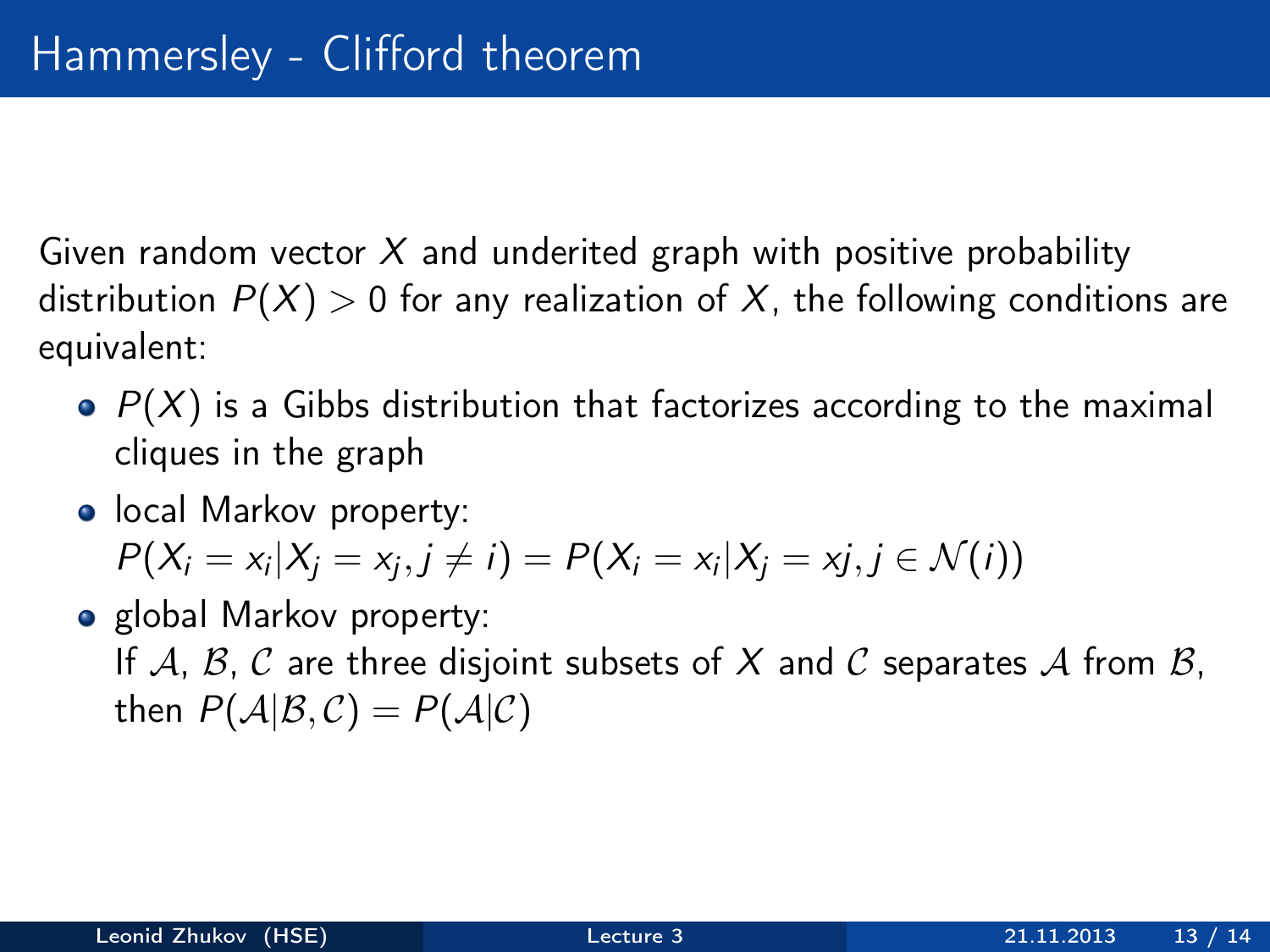# Hammersley - Clifford theorem

Given random vector $X$ and underited graph with positive probability distribution $P(X) > 0$ for any realization of $X$, the following conditions are equivalent:

- $P(X)$ is a Gibbs distribution that factorizes according to the maximal cliques in the graph
- local Markov property:
  $P(X_i = x_i | X_j = x_j, j \neq i) = P(X_i = x_i | X_j = xj, j \in \mathcal{N}(i))$
- global Markov property:
  If $\mathcal{A}$, $\mathcal{B}$, $\mathcal{C}$ are three disjoint subsets of $X$ and $\mathcal{C}$ separates $\mathcal{A}$ from $\mathcal{B}$, then $P(\mathcal{A}|\mathcal{B}, \mathcal{C}) = P(\mathcal{A}|\mathcal{C})$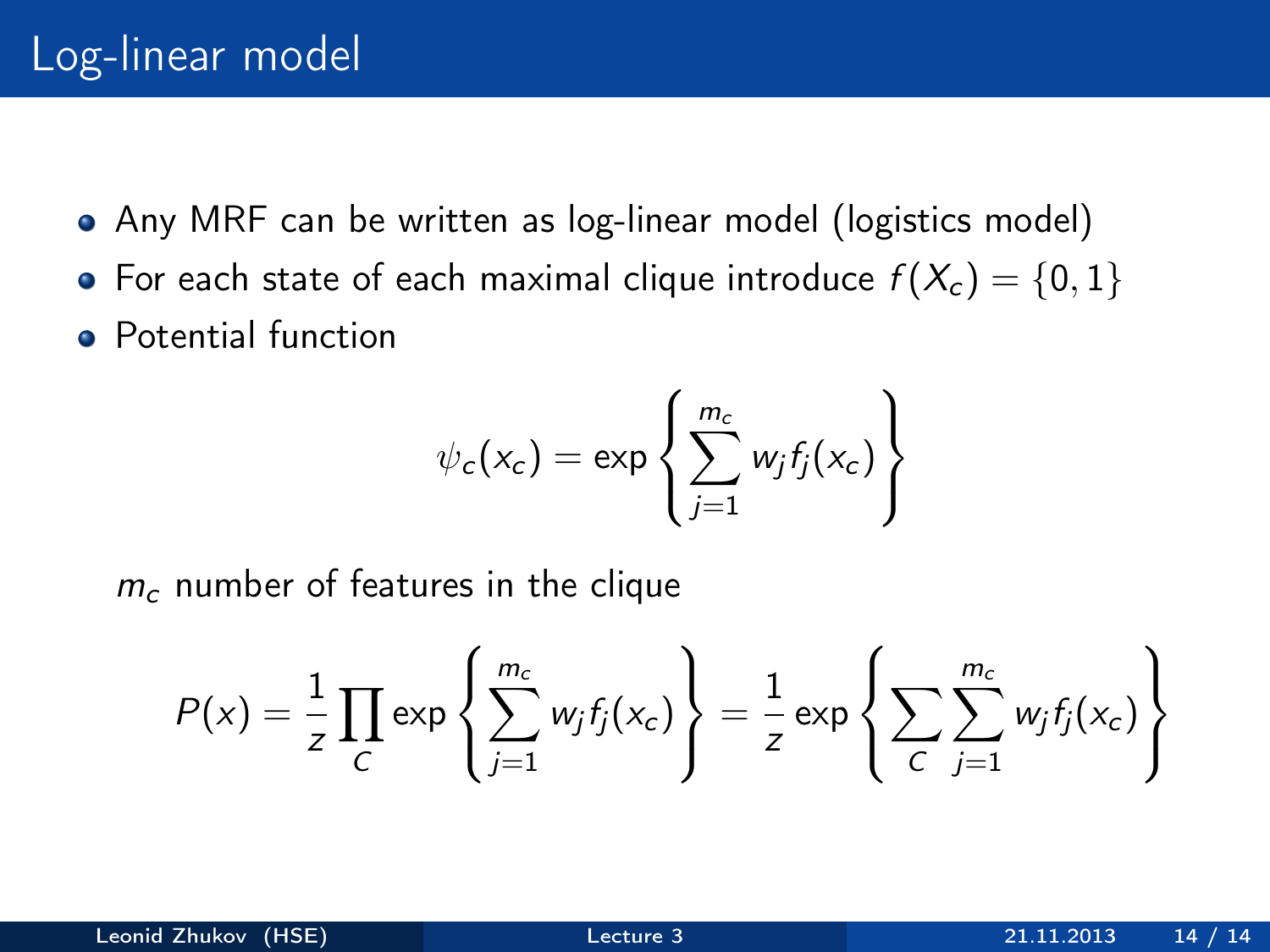# Log-linear model

- Any MRF can be written as log-linear model (logistics model)
- For each state of each maximal clique introduce $f(X_c) = \{0, 1\}$
- Potential function

$$\psi_c(x_c) = \exp\left\{\sum_{j=1}^{m_c} w_j f_j(x_c)\right\}$$

$m_c$ number of features in the clique

$$P(x) = \frac{1}{z}\prod_C \exp\left\{\sum_{j=1}^{m_c} w_j f_j(x_c)\right\} = \frac{1}{z}\exp\left\{\sum_C \sum_{j=1}^{m_c} w_j f_j(x_c)\right\}$$